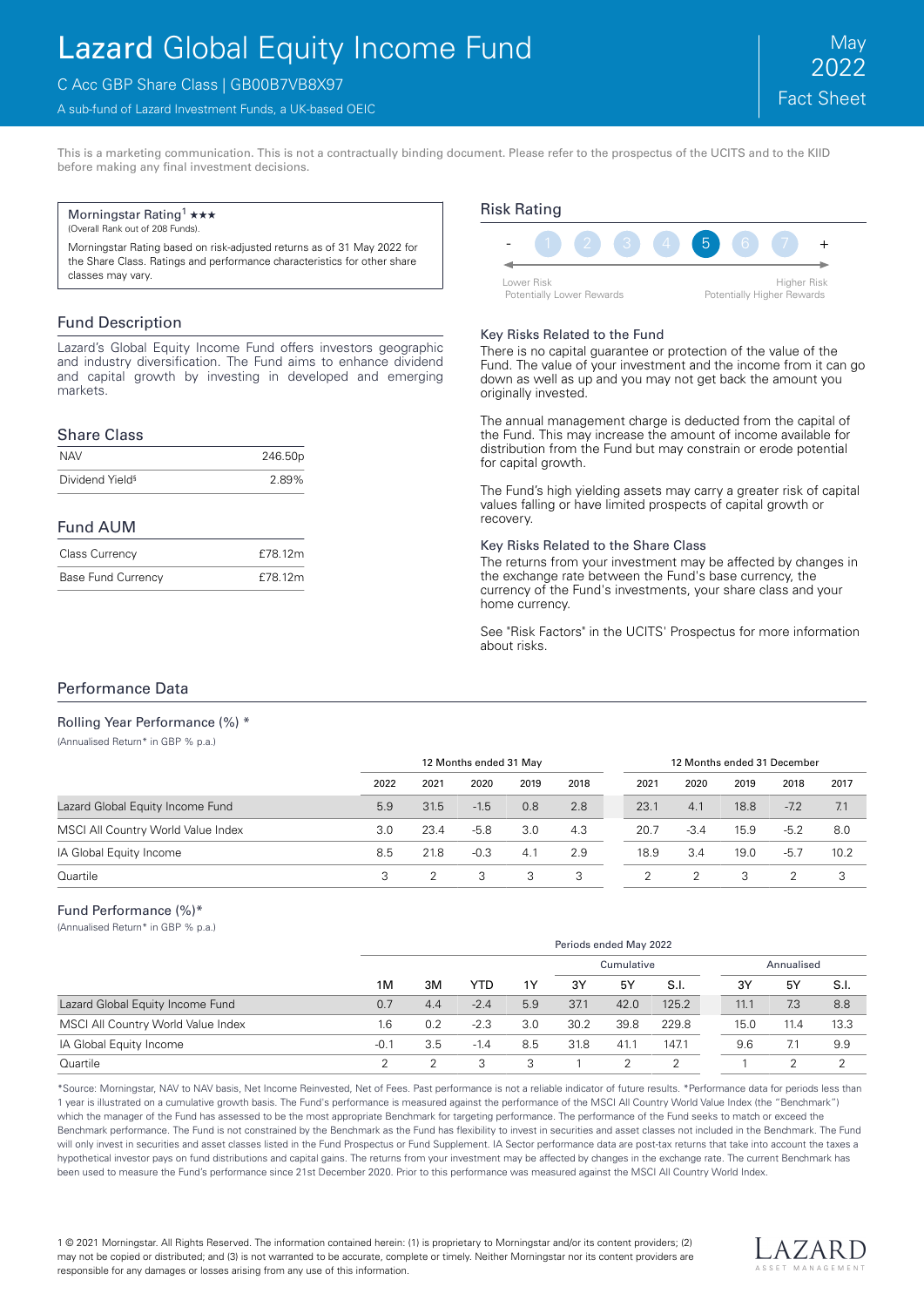# Lazard Global Equity Income Fund

C Acc GBP Share Class | GB00B7VB8X97

A sub-fund of Lazard Investment Funds, a UK-based OEIC

May 2022 Fact Sheet

This is a marketing communication. This is not a contractually binding document. Please refer to the prospectus of the UCITS and to the KIID before making any final investment decisions.

Morningstar Rating[1] ★★★
(Overall Rank out of 208 Funds).

Morningstar Rating based on risk-adjusted returns as of 31 May 2022 for the Share Class. Ratings and performance characteristics for other share classes may vary.

## Fund Description

Lazard's Global Equity Income Fund offers investors geographic and industry diversification. The Fund aims to enhance dividend and capital growth by investing in developed and emerging markets.

## Share Class

| | |
|---|---|
| NAV | 246.50p |
| Dividend Yield§ | 2.89% |

## Fund AUM

| | |
|---|---|
| Class Currency | £78.12m |
| Base Fund Currency | £78.12m |

## Risk Rating

- 1 2 3 4 **5** 6 7 +

Lower Risk Potentially Lower Rewards — Higher Risk Potentially Higher Rewards

### Key Risks Related to the Fund

There is no capital guarantee or protection of the value of the Fund. The value of your investment and the income from it can go down as well as up and you may not get back the amount you originally invested.

The annual management charge is deducted from the capital of the Fund. This may increase the amount of income available for distribution from the Fund but may constrain or erode potential for capital growth.

The Fund's high yielding assets may carry a greater risk of capital values falling or have limited prospects of capital growth or recovery.

### Key Risks Related to the Share Class

The returns from your investment may be affected by changes in the exchange rate between the Fund's base currency, the currency of the Fund's investments, your share class and your home currency.

See "Risk Factors" in the UCITS' Prospectus for more information about risks.

## Performance Data

### Rolling Year Performance (%) *

(Annualised Return* in GBP % p.a.)

| | 12 Months ended 31 May | | | | | 12 Months ended 31 December | | | | |
|---|---|---|---|---|---|---|---|---|---|---|
| | 2022 | 2021 | 2020 | 2019 | 2018 | 2021 | 2020 | 2019 | 2018 | 2017 |
| Lazard Global Equity Income Fund | 5.9 | 31.5 | -1.5 | 0.8 | 2.8 | 23.1 | 4.1 | 18.8 | -7.2 | 7.1 |
| MSCI All Country World Value Index | 3.0 | 23.4 | -5.8 | 3.0 | 4.3 | 20.7 | -3.4 | 15.9 | -5.2 | 8.0 |
| IA Global Equity Income | 8.5 | 21.8 | -0.3 | 4.1 | 2.9 | 18.9 | 3.4 | 19.0 | -5.7 | 10.2 |
| Quartile | 3 | 2 | 3 | 3 | 3 | 2 | 2 | 3 | 2 | 3 |

### Fund Performance (%)*

(Annualised Return* in GBP % p.a.)

| | Periods ended May 2022 | | | | | | | | | |
|---|---|---|---|---|---|---|---|---|---|---|
| | | | | | Cumulative | | | Annualised | | |
| | 1M | 3M | YTD | 1Y | 3Y | 5Y | S.I. | 3Y | 5Y | S.I. |
| Lazard Global Equity Income Fund | 0.7 | 4.4 | -2.4 | 5.9 | 37.1 | 42.0 | 125.2 | 11.1 | 7.3 | 8.8 |
| MSCI All Country World Value Index | 1.6 | 0.2 | -2.3 | 3.0 | 30.2 | 39.8 | 229.8 | 15.0 | 11.4 | 13.3 |
| IA Global Equity Income | -0.1 | 3.5 | -1.4 | 8.5 | 31.8 | 41.1 | 147.1 | 9.6 | 7.1 | 9.9 |
| Quartile | 2 | 2 | 3 | 3 | 1 | 2 | 2 | 1 | 2 | 2 |

*Source: Morningstar, NAV to NAV basis, Net Income Reinvested, Net of Fees. Past performance is not a reliable indicator of future results. *Performance data for periods less than 1 year is illustrated on a cumulative growth basis. The Fund's performance is measured against the performance of the MSCI All Country World Value Index (the "Benchmark") which the manager of the Fund has assessed to be the most appropriate Benchmark for targeting performance. The performance of the Fund seeks to match or exceed the Benchmark performance. The Fund is not constrained by the Benchmark as the Fund has flexibility to invest in securities and asset classes not included in the Benchmark. The Fund will only invest in securities and asset classes listed in the Fund Prospectus or Fund Supplement. IA Sector performance data are post-tax returns that take into account the taxes a hypothetical investor pays on fund distributions and capital gains. The returns from your investment may be affected by changes in the exchange rate. The current Benchmark has been used to measure the Fund's performance since 21st December 2020. Prior to this performance was measured against the MSCI All Country World Index.

1 © 2021 Morningstar. All Rights Reserved. The information contained herein: (1) is proprietary to Morningstar and/or its content providers; (2) may not be copied or distributed; and (3) is not warranted to be accurate, complete or timely. Neither Morningstar nor its content providers are responsible for any damages or losses arising from any use of this information.

LAZARD ASSET MANAGEMENT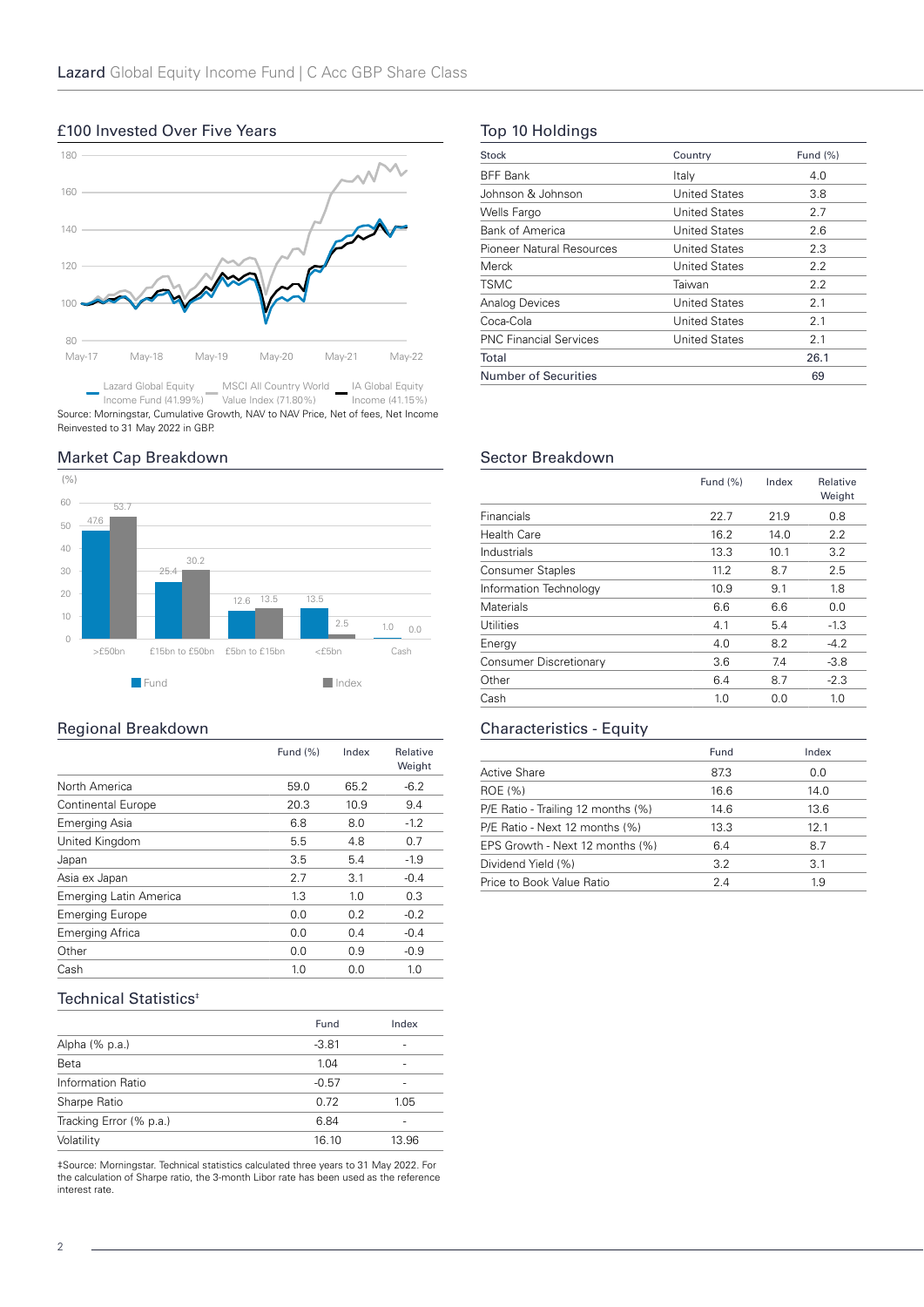## £100 Invested Over Five Years

Lazard Global Equity Income Fund (41.99%) | MSCI All Country World Value Index (71.80%) | IA Global Equity Income (41.15%)

Source: Morningstar, Cumulative Growth, NAV to NAV Price, Net of fees, Net Income Reinvested to 31 May 2022 in GBP.

## Top 10 Holdings

| Stock | Country | Fund (%) |
|---|---|---|
| BFF Bank | Italy | 4.0 |
| Johnson & Johnson | United States | 3.8 |
| Wells Fargo | United States | 2.7 |
| Bank of America | United States | 2.6 |
| Pioneer Natural Resources | United States | 2.3 |
| Merck | United States | 2.2 |
| TSMC | Taiwan | 2.2 |
| Analog Devices | United States | 2.1 |
| Coca-Cola | United States | 2.1 |
| PNC Financial Services | United States | 2.1 |
| Total | | 26.1 |
| Number of Securities | | 69 |

## Market Cap Breakdown

| (%) | Fund | Index |
|---|---|---|
| >£50bn | 47.6 | 53.7 |
| £15bn to £50bn | 25.4 | 30.2 |
| £5bn to £15bn | 12.6 | 13.5 |
| <£5bn | 13.5 | 2.5 |
| Cash | 1.0 | 0.0 |

## Sector Breakdown

| | Fund (%) | Index | Relative Weight |
|---|---|---|---|
| Financials | 22.7 | 21.9 | 0.8 |
| Health Care | 16.2 | 14.0 | 2.2 |
| Industrials | 13.3 | 10.1 | 3.2 |
| Consumer Staples | 11.2 | 8.7 | 2.5 |
| Information Technology | 10.9 | 9.1 | 1.8 |
| Materials | 6.6 | 6.6 | 0.0 |
| Utilities | 4.1 | 5.4 | -1.3 |
| Energy | 4.0 | 8.2 | -4.2 |
| Consumer Discretionary | 3.6 | 7.4 | -3.8 |
| Other | 6.4 | 8.7 | -2.3 |
| Cash | 1.0 | 0.0 | 1.0 |

## Regional Breakdown

| | Fund (%) | Index | Relative Weight |
|---|---|---|---|
| North America | 59.0 | 65.2 | -6.2 |
| Continental Europe | 20.3 | 10.9 | 9.4 |
| Emerging Asia | 6.8 | 8.0 | -1.2 |
| United Kingdom | 5.5 | 4.8 | 0.7 |
| Japan | 3.5 | 5.4 | -1.9 |
| Asia ex Japan | 2.7 | 3.1 | -0.4 |
| Emerging Latin America | 1.3 | 1.0 | 0.3 |
| Emerging Europe | 0.0 | 0.2 | -0.2 |
| Emerging Africa | 0.0 | 0.4 | -0.4 |
| Other | 0.0 | 0.9 | -0.9 |
| Cash | 1.0 | 0.0 | 1.0 |

## Characteristics - Equity

| | Fund | Index |
|---|---|---|
| Active Share | 87.3 | 0.0 |
| ROE (%) | 16.6 | 14.0 |
| P/E Ratio - Trailing 12 months (%) | 14.6 | 13.6 |
| P/E Ratio - Next 12 months (%) | 13.3 | 12.1 |
| EPS Growth - Next 12 months (%) | 6.4 | 8.7 |
| Dividend Yield (%) | 3.2 | 3.1 |
| Price to Book Value Ratio | 2.4 | 1.9 |

## Technical Statistics‡

| | Fund | Index |
|---|---|---|
| Alpha (% p.a.) | -3.81 | - |
| Beta | 1.04 | - |
| Information Ratio | -0.57 | - |
| Sharpe Ratio | 0.72 | 1.05 |
| Tracking Error (% p.a.) | 6.84 | - |
| Volatility | 16.10 | 13.96 |

‡Source: Morningstar. Technical statistics calculated three years to 31 May 2022. For the calculation of Sharpe ratio, the 3-month Libor rate has been used as the reference interest rate.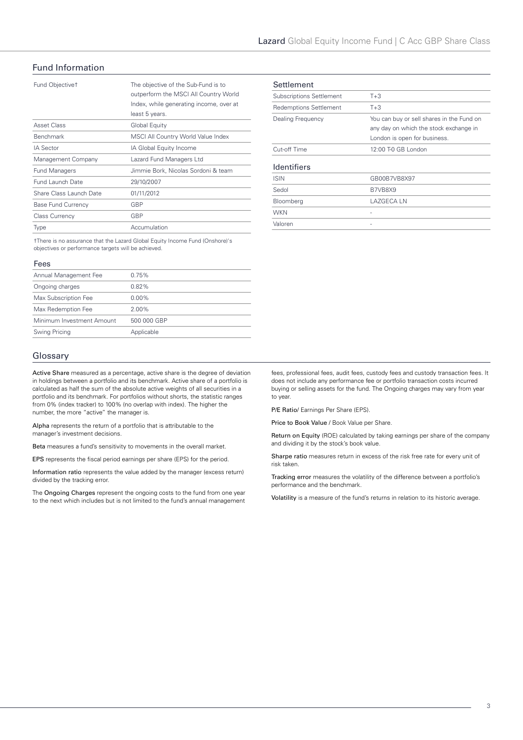## Fund Information

| | |
|---|---|
| Fund Objective† | The objective of the Sub-Fund is to outperform the MSCI All Country World Index, while generating income, over at least 5 years. |
| Asset Class | Global Equity |
| Benchmark | MSCI All Country World Value Index |
| IA Sector | IA Global Equity Income |
| Management Company | Lazard Fund Managers Ltd |
| Fund Managers | Jimmie Bork, Nicolas Sordoni & team |
| Fund Launch Date | 29/10/2007 |
| Share Class Launch Date | 01/11/2012 |
| Base Fund Currency | GBP |
| Class Currency | GBP |
| Type | Accumulation |

†There is no assurance that the Lazard Global Equity Income Fund (Onshore)'s objectives or performance targets will be achieved.

### Fees

| | |
|---|---|
| Annual Management Fee | 0.75% |
| Ongoing charges | 0.82% |
| Max Subscription Fee | 0.00% |
| Max Redemption Fee | 2.00% |
| Minimum Investment Amount | 500 000 GBP |
| Swing Pricing | Applicable |

### Settlement

| | |
|---|---|
| Subscriptions Settlement | T+3 |
| Redemptions Settlement | T+3 |
| Dealing Frequency | You can buy or sell shares in the Fund on any day on which the stock exchange in London is open for business. |
| Cut-off Time | 12:00 T-0 GB London |

### Identifiers

| | |
|---|---|
| ISIN | GB00B7VB8X97 |
| Sedol | B7VB8X9 |
| Bloomberg | LAZGECA LN |
| WKN | - |
| Valoren | - |

## Glossary

**Active Share** measured as a percentage, active share is the degree of deviation in holdings between a portfolio and its benchmark. Active share of a portfolio is calculated as half the sum of the absolute active weights of all securities in a portfolio and its benchmark. For portfolios without shorts, the statistic ranges from 0% (index tracker) to 100% (no overlap with index). The higher the number, the more "active" the manager is.

**Alpha** represents the return of a portfolio that is attributable to the manager's investment decisions.

**Beta** measures a fund's sensitivity to movements in the overall market.

**EPS** represents the fiscal period earnings per share (EPS) for the period.

**Information ratio** represents the value added by the manager (excess return) divided by the tracking error.

The **Ongoing Charges** represent the ongoing costs to the fund from one year to the next which includes but is not limited to the fund's annual management fees, professional fees, audit fees, custody fees and custody transaction fees. It does not include any performance fee or portfolio transaction costs incurred buying or selling assets for the fund. The Ongoing charges may vary from year to year.

**P/E Ratio**/ Earnings Per Share (EPS).

**Price to Book Value** / Book Value per Share.

**Return on Equity** (ROE) calculated by taking earnings per share of the company and dividing it by the stock's book value.

**Sharpe ratio** measures return in excess of the risk free rate for every unit of risk taken.

**Tracking error** measures the volatility of the difference between a portfolio's performance and the benchmark.

**Volatility** is a measure of the fund's returns in relation to its historic average.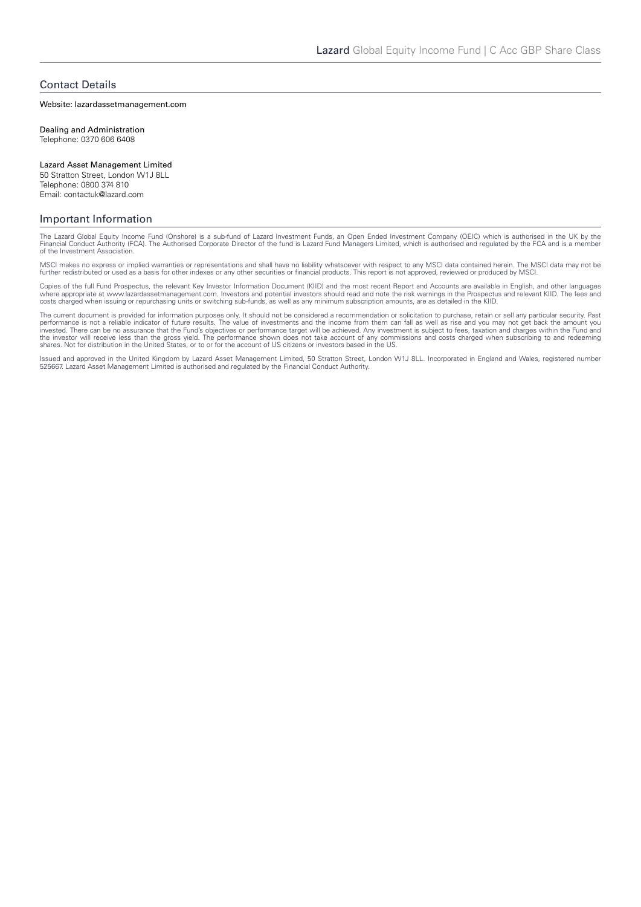## Contact Details

Website: lazardassetmanagement.com

Dealing and Administration
Telephone: 0370 606 6408

Lazard Asset Management Limited
50 Stratton Street, London W1J 8LL
Telephone: 0800 374 810
Email: contactuk@lazard.com

## Important Information

The Lazard Global Equity Income Fund (Onshore) is a sub-fund of Lazard Investment Funds, an Open Ended Investment Company (OEIC) which is authorised in the UK by the Financial Conduct Authority (FCA). The Authorised Corporate Director of the fund is Lazard Fund Managers Limited, which is authorised and regulated by the FCA and is a member of the Investment Association.

MSCI makes no express or implied warranties or representations and shall have no liability whatsoever with respect to any MSCI data contained herein. The MSCI data may not be further redistributed or used as a basis for other indexes or any other securities or financial products. This report is not approved, reviewed or produced by MSCI.

Copies of the full Fund Prospectus, the relevant Key Investor Information Document (KIID) and the most recent Report and Accounts are available in English, and other languages where appropriate at www.lazardassetmanagement.com. Investors and potential investors should read and note the risk warnings in the Prospectus and relevant KIID. The fees and costs charged when issuing or repurchasing units or switching sub-funds, as well as any minimum subscription amounts, are as detailed in the KIID.

The current document is provided for information purposes only. It should not be considered a recommendation or solicitation to purchase, retain or sell any particular security. Past performance is not a reliable indicator of future results. The value of investments and the income from them can fall as well as rise and you may not get back the amount you invested. There can be no assurance that the Fund's objectives or performance target will be achieved. Any investment is subject to fees, taxation and charges within the Fund and the investor will receive less than the gross yield. The performance shown does not take account of any commissions and costs charged when subscribing to and redeeming shares. Not for distribution in the United States, or to or for the account of US citizens or investors based in the US.

Issued and approved in the United Kingdom by Lazard Asset Management Limited, 50 Stratton Street, London W1J 8LL. Incorporated in England and Wales, registered number 525667. Lazard Asset Management Limited is authorised and regulated by the Financial Conduct Authority.